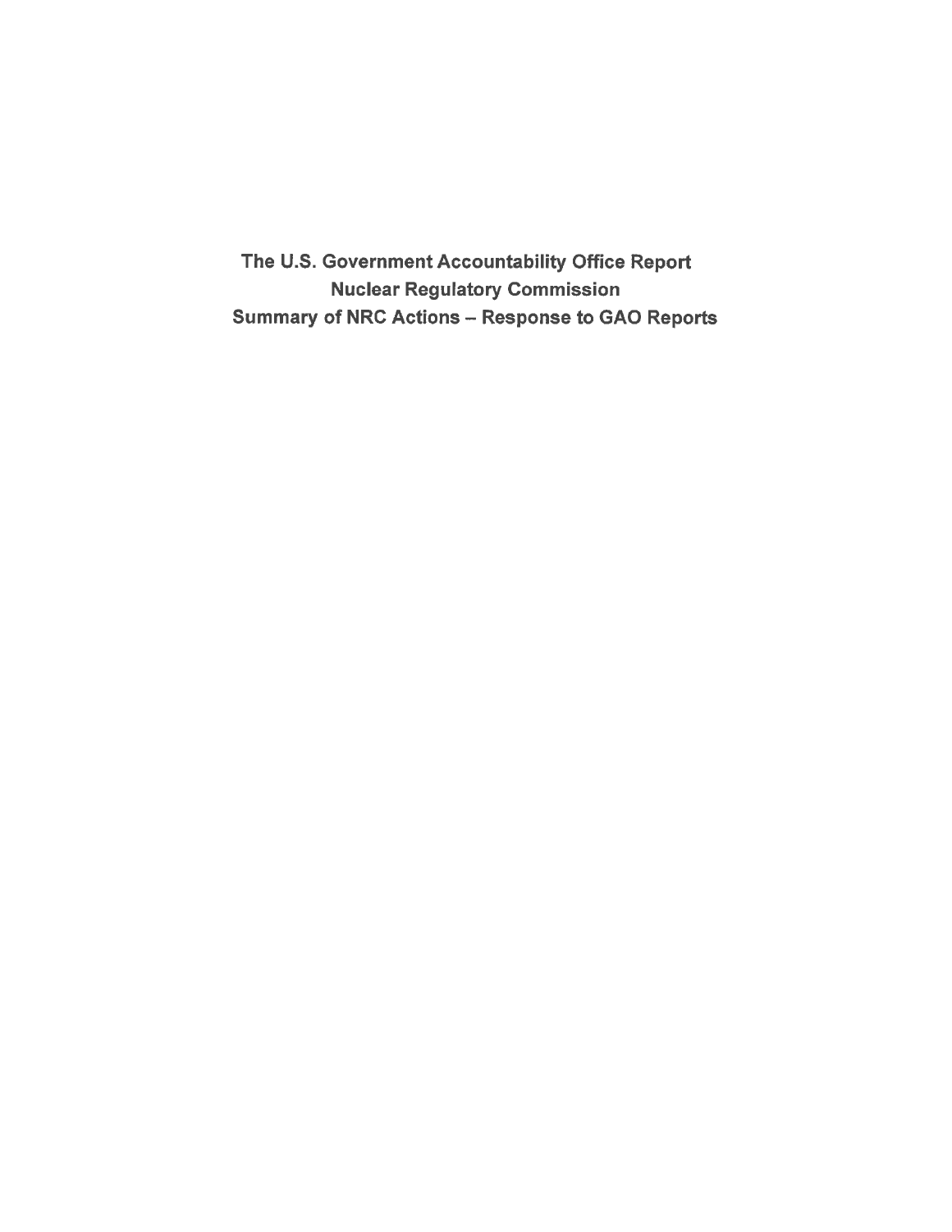# The U.S. Government Accountability Office Report
# Nuclear Regulatory Commission
# Summary of NRC Actions – Response to GAO Reports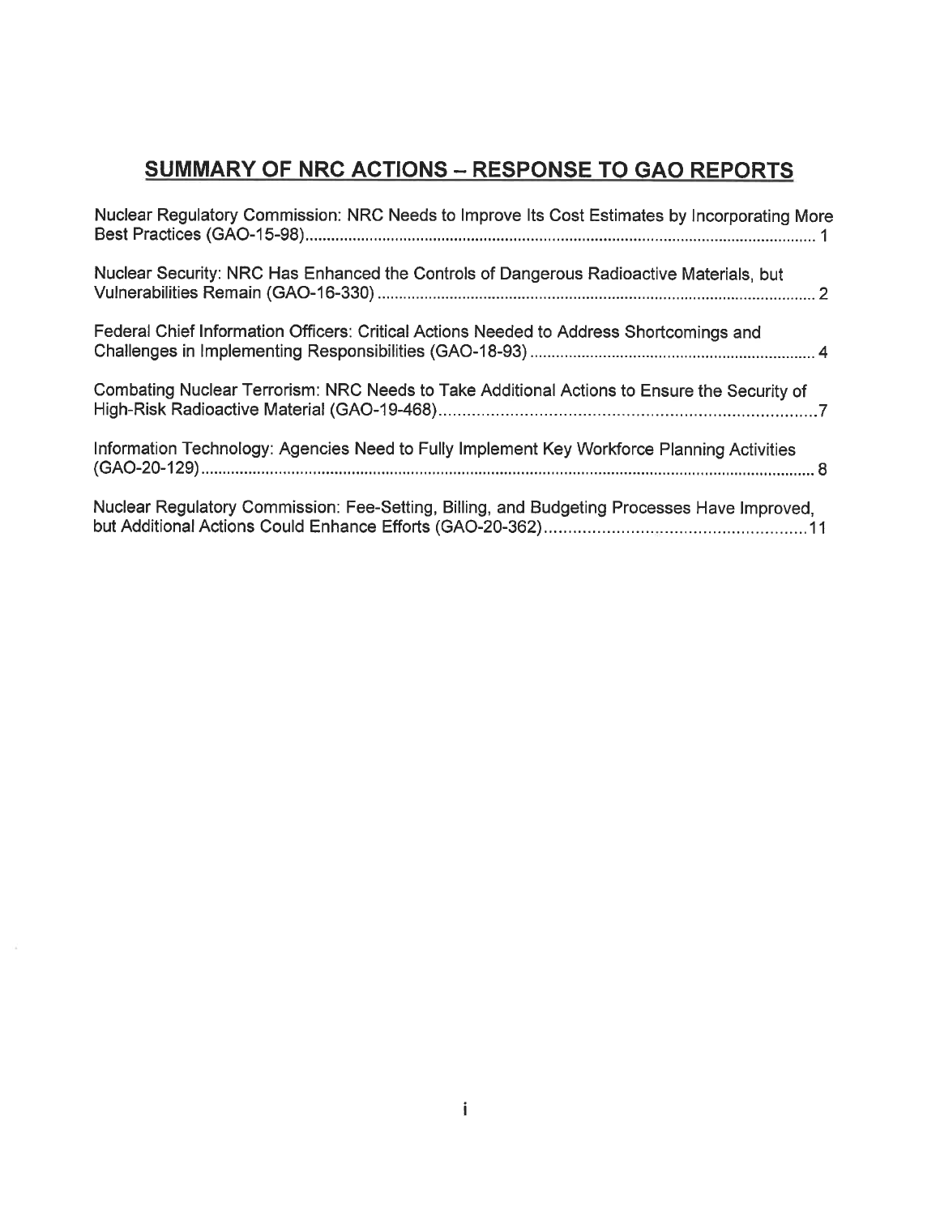# SUMMARY OF NRC ACTIONS – RESPONSE TO GAO REPORTS

Nuclear Regulatory Commission: NRC Needs to Improve Its Cost Estimates by Incorporating More Best Practices (GAO-15-98) .......... 1

Nuclear Security: NRC Has Enhanced the Controls of Dangerous Radioactive Materials, but Vulnerabilities Remain (GAO-16-330) .......... 2

Federal Chief Information Officers: Critical Actions Needed to Address Shortcomings and Challenges in Implementing Responsibilities (GAO-18-93) .......... 4

Combating Nuclear Terrorism: NRC Needs to Take Additional Actions to Ensure the Security of High-Risk Radioactive Material (GAO-19-468) .......... 7

Information Technology: Agencies Need to Fully Implement Key Workforce Planning Activities (GAO-20-129) .......... 8

Nuclear Regulatory Commission: Fee-Setting, Billing, and Budgeting Processes Have Improved, but Additional Actions Could Enhance Efforts (GAO-20-362) .......... 11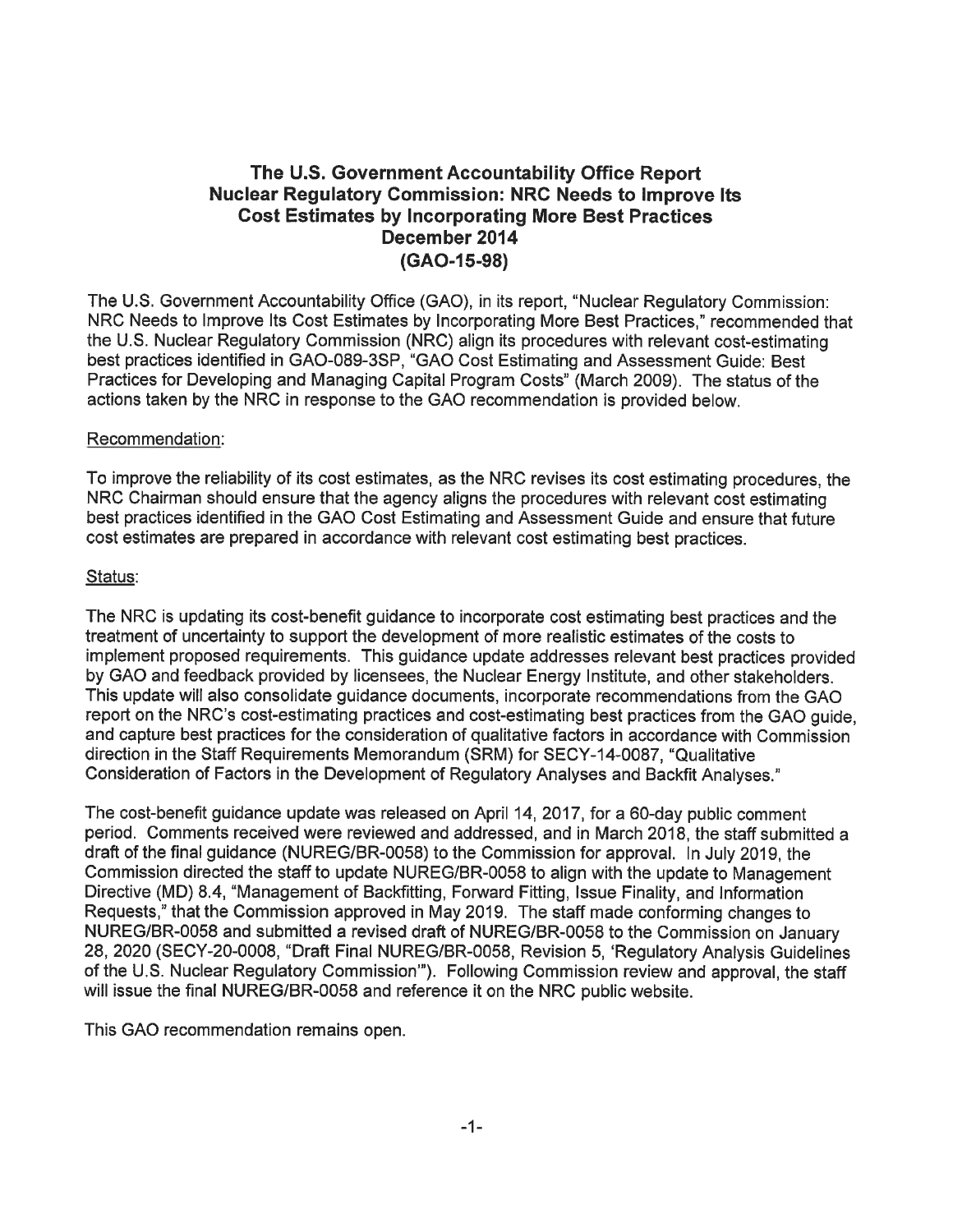# The U.S. Government Accountability Office Report
# Nuclear Regulatory Commission: NRC Needs to Improve Its Cost Estimates by Incorporating More Best Practices
# December 2014
# (GAO-15-98)

The U.S. Government Accountability Office (GAO), in its report, "Nuclear Regulatory Commission: NRC Needs to Improve Its Cost Estimates by Incorporating More Best Practices," recommended that the U.S. Nuclear Regulatory Commission (NRC) align its procedures with relevant cost-estimating best practices identified in GAO-089-3SP, "GAO Cost Estimating and Assessment Guide: Best Practices for Developing and Managing Capital Program Costs" (March 2009). The status of the actions taken by the NRC in response to the GAO recommendation is provided below.

Recommendation:

To improve the reliability of its cost estimates, as the NRC revises its cost estimating procedures, the NRC Chairman should ensure that the agency aligns the procedures with relevant cost estimating best practices identified in the GAO Cost Estimating and Assessment Guide and ensure that future cost estimates are prepared in accordance with relevant cost estimating best practices.

Status:

The NRC is updating its cost-benefit guidance to incorporate cost estimating best practices and the treatment of uncertainty to support the development of more realistic estimates of the costs to implement proposed requirements. This guidance update addresses relevant best practices provided by GAO and feedback provided by licensees, the Nuclear Energy Institute, and other stakeholders. This update will also consolidate guidance documents, incorporate recommendations from the GAO report on the NRC's cost-estimating practices and cost-estimating best practices from the GAO guide, and capture best practices for the consideration of qualitative factors in accordance with Commission direction in the Staff Requirements Memorandum (SRM) for SECY-14-0087, "Qualitative Consideration of Factors in the Development of Regulatory Analyses and Backfit Analyses."

The cost-benefit guidance update was released on April 14, 2017, for a 60-day public comment period. Comments received were reviewed and addressed, and in March 2018, the staff submitted a draft of the final guidance (NUREG/BR-0058) to the Commission for approval. In July 2019, the Commission directed the staff to update NUREG/BR-0058 to align with the update to Management Directive (MD) 8.4, "Management of Backfitting, Forward Fitting, Issue Finality, and Information Requests," that the Commission approved in May 2019. The staff made conforming changes to NUREG/BR-0058 and submitted a revised draft of NUREG/BR-0058 to the Commission on January 28, 2020 (SECY-20-0008, "Draft Final NUREG/BR-0058, Revision 5, 'Regulatory Analysis Guidelines of the U.S. Nuclear Regulatory Commission'"). Following Commission review and approval, the staff will issue the final NUREG/BR-0058 and reference it on the NRC public website.

This GAO recommendation remains open.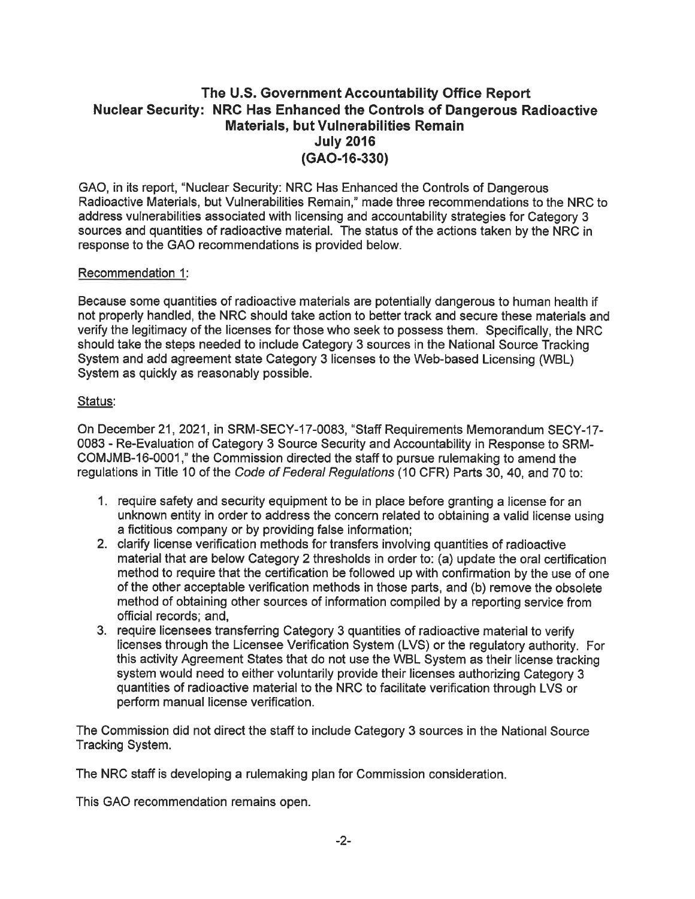## The U.S. Government Accountability Office Report Nuclear Security: NRC Has Enhanced the Controls of Dangerous Radioactive Materials, but Vulnerabilities Remain July 2016 (GAO-16-330)

GAO, in its report, "Nuclear Security: NRC Has Enhanced the Controls of Dangerous Radioactive Materials, but Vulnerabilities Remain," made three recommendations to the NRC to address vulnerabilities associated with licensing and accountability strategies for Category 3 sources and quantities of radioactive material. The status of the actions taken by the NRC in response to the GAO recommendations is provided below.

Recommendation 1:

Because some quantities of radioactive materials are potentially dangerous to human health if not properly handled, the NRC should take action to better track and secure these materials and verify the legitimacy of the licenses for those who seek to possess them. Specifically, the NRC should take the steps needed to include Category 3 sources in the National Source Tracking System and add agreement state Category 3 licenses to the Web-based Licensing (WBL) System as quickly as reasonably possible.

Status:

On December 21, 2021, in SRM-SECY-17-0083, "Staff Requirements Memorandum SECY-17-0083 - Re-Evaluation of Category 3 Source Security and Accountability in Response to SRM-COMJMB-16-0001," the Commission directed the staff to pursue rulemaking to amend the regulations in Title 10 of the *Code of Federal Regulations* (10 CFR) Parts 30, 40, and 70 to:

1. require safety and security equipment to be in place before granting a license for an unknown entity in order to address the concern related to obtaining a valid license using a fictitious company or by providing false information;
2. clarify license verification methods for transfers involving quantities of radioactive material that are below Category 2 thresholds in order to: (a) update the oral certification method to require that the certification be followed up with confirmation by the use of one of the other acceptable verification methods in those parts, and (b) remove the obsolete method of obtaining other sources of information compiled by a reporting service from official records; and,
3. require licensees transferring Category 3 quantities of radioactive material to verify licenses through the Licensee Verification System (LVS) or the regulatory authority. For this activity Agreement States that do not use the WBL System as their license tracking system would need to either voluntarily provide their licenses authorizing Category 3 quantities of radioactive material to the NRC to facilitate verification through LVS or perform manual license verification.

The Commission did not direct the staff to include Category 3 sources in the National Source Tracking System.

The NRC staff is developing a rulemaking plan for Commission consideration.

This GAO recommendation remains open.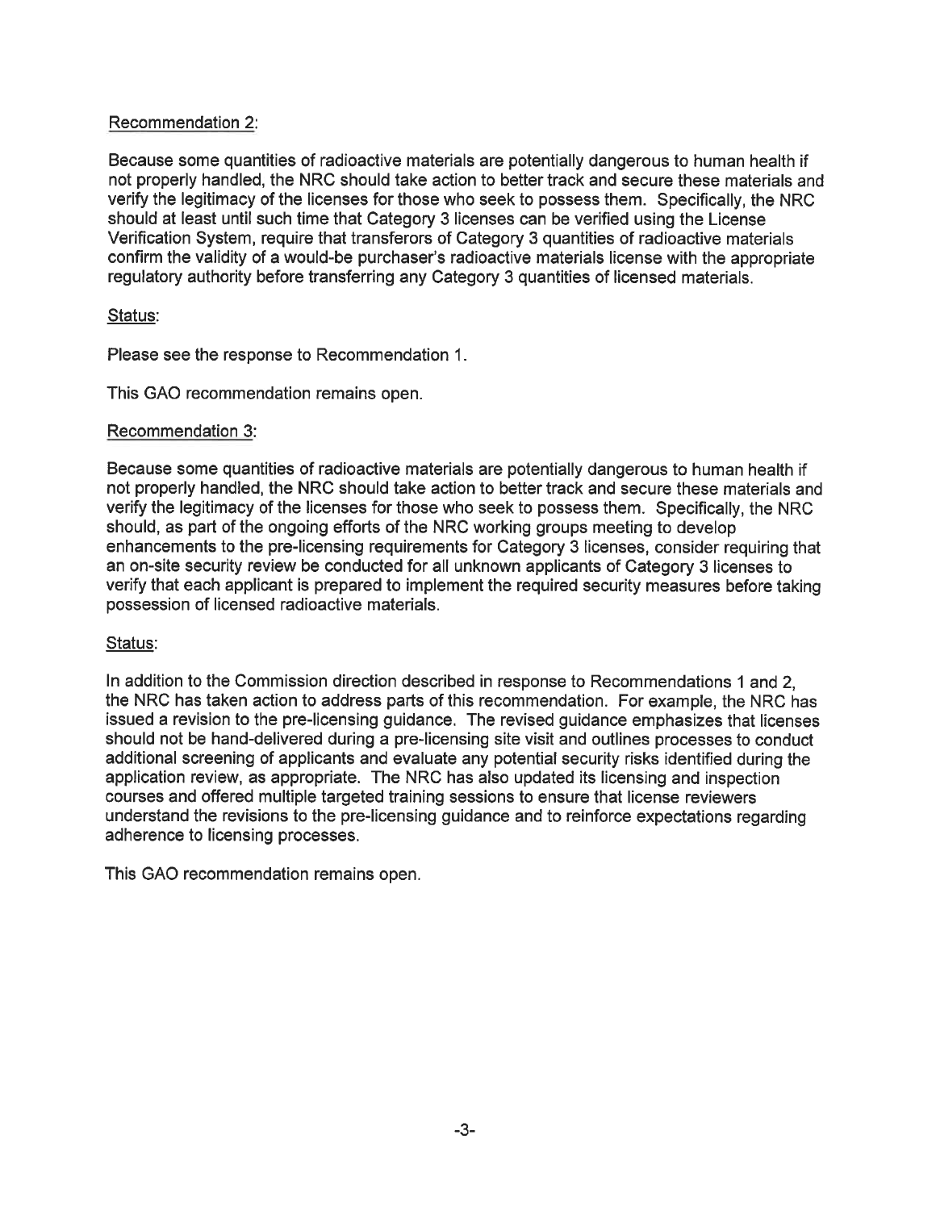Recommendation 2:

Because some quantities of radioactive materials are potentially dangerous to human health if not properly handled, the NRC should take action to better track and secure these materials and verify the legitimacy of the licenses for those who seek to possess them. Specifically, the NRC should at least until such time that Category 3 licenses can be verified using the License Verification System, require that transferors of Category 3 quantities of radioactive materials confirm the validity of a would-be purchaser's radioactive materials license with the appropriate regulatory authority before transferring any Category 3 quantities of licensed materials.

Status:

Please see the response to Recommendation 1.

This GAO recommendation remains open.

Recommendation 3:

Because some quantities of radioactive materials are potentially dangerous to human health if not properly handled, the NRC should take action to better track and secure these materials and verify the legitimacy of the licenses for those who seek to possess them. Specifically, the NRC should, as part of the ongoing efforts of the NRC working groups meeting to develop enhancements to the pre-licensing requirements for Category 3 licenses, consider requiring that an on-site security review be conducted for all unknown applicants of Category 3 licenses to verify that each applicant is prepared to implement the required security measures before taking possession of licensed radioactive materials.

Status:

In addition to the Commission direction described in response to Recommendations 1 and 2, the NRC has taken action to address parts of this recommendation. For example, the NRC has issued a revision to the pre-licensing guidance. The revised guidance emphasizes that licenses should not be hand-delivered during a pre-licensing site visit and outlines processes to conduct additional screening of applicants and evaluate any potential security risks identified during the application review, as appropriate. The NRC has also updated its licensing and inspection courses and offered multiple targeted training sessions to ensure that license reviewers understand the revisions to the pre-licensing guidance and to reinforce expectations regarding adherence to licensing processes.

This GAO recommendation remains open.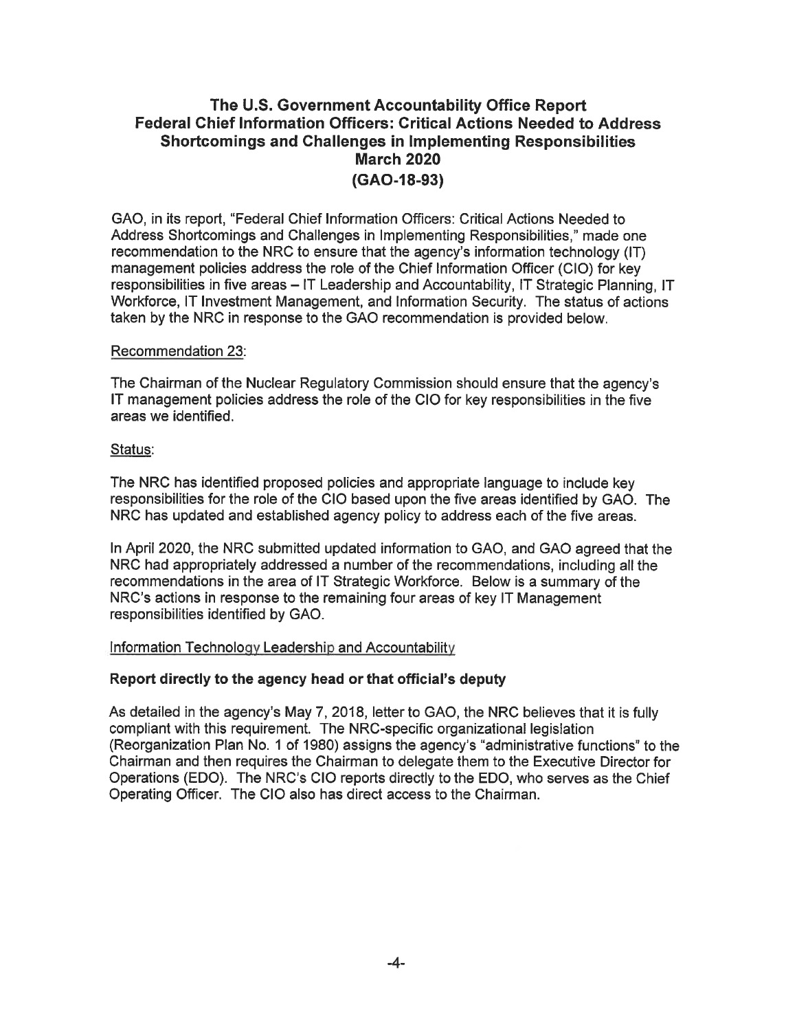## The U.S. Government Accountability Office Report
## Federal Chief Information Officers: Critical Actions Needed to Address Shortcomings and Challenges in Implementing Responsibilities
## March 2020
## (GAO-18-93)

GAO, in its report, "Federal Chief Information Officers: Critical Actions Needed to Address Shortcomings and Challenges in Implementing Responsibilities," made one recommendation to the NRC to ensure that the agency's information technology (IT) management policies address the role of the Chief Information Officer (CIO) for key responsibilities in five areas – IT Leadership and Accountability, IT Strategic Planning, IT Workforce, IT Investment Management, and Information Security. The status of actions taken by the NRC in response to the GAO recommendation is provided below.

Recommendation 23:

The Chairman of the Nuclear Regulatory Commission should ensure that the agency's IT management policies address the role of the CIO for key responsibilities in the five areas we identified.

Status:

The NRC has identified proposed policies and appropriate language to include key responsibilities for the role of the CIO based upon the five areas identified by GAO. The NRC has updated and established agency policy to address each of the five areas.

In April 2020, the NRC submitted updated information to GAO, and GAO agreed that the NRC had appropriately addressed a number of the recommendations, including all the recommendations in the area of IT Strategic Workforce. Below is a summary of the NRC's actions in response to the remaining four areas of key IT Management responsibilities identified by GAO.

Information Technology Leadership and Accountability

**Report directly to the agency head or that official's deputy**

As detailed in the agency's May 7, 2018, letter to GAO, the NRC believes that it is fully compliant with this requirement. The NRC-specific organizational legislation (Reorganization Plan No. 1 of 1980) assigns the agency's "administrative functions" to the Chairman and then requires the Chairman to delegate them to the Executive Director for Operations (EDO). The NRC's CIO reports directly to the EDO, who serves as the Chief Operating Officer. The CIO also has direct access to the Chairman.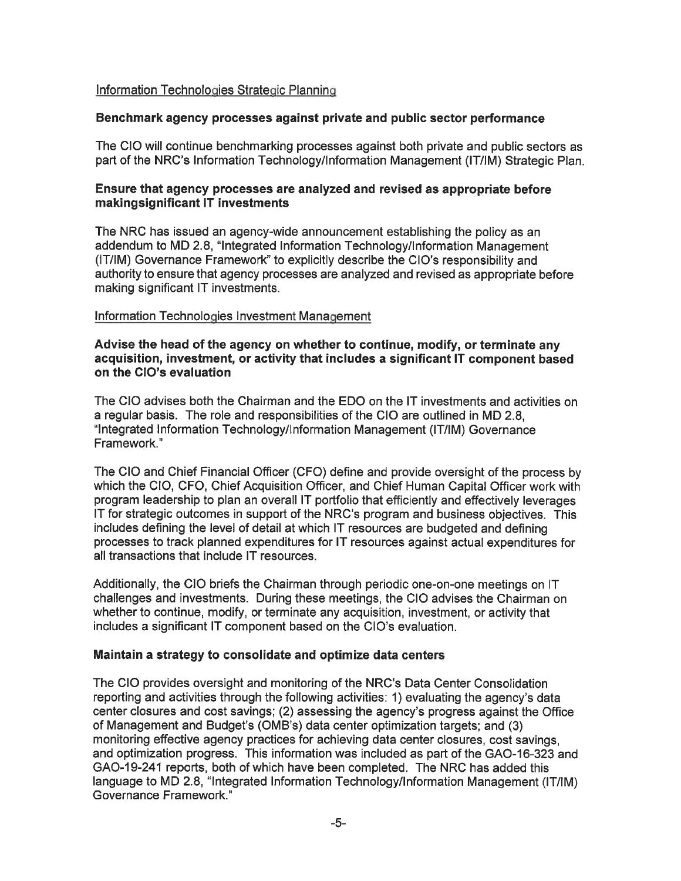Information Technologies Strategic Planning

**Benchmark agency processes against private and public sector performance**

The CIO will continue benchmarking processes against both private and public sectors as part of the NRC's Information Technology/Information Management (IT/IM) Strategic Plan.

**Ensure that agency processes are analyzed and revised as appropriate before makingsignificant IT investments**

The NRC has issued an agency-wide announcement establishing the policy as an addendum to MD 2.8, "Integrated Information Technology/Information Management (IT/IM) Governance Framework" to explicitly describe the CIO's responsibility and authority to ensure that agency processes are analyzed and revised as appropriate before making significant IT investments.

Information Technologies Investment Management

**Advise the head of the agency on whether to continue, modify, or terminate any acquisition, investment, or activity that includes a significant IT component based on the CIO's evaluation**

The CIO advises both the Chairman and the EDO on the IT investments and activities on a regular basis. The role and responsibilities of the CIO are outlined in MD 2.8, "Integrated Information Technology/Information Management (IT/IM) Governance Framework."

The CIO and Chief Financial Officer (CFO) define and provide oversight of the process by which the CIO, CFO, Chief Acquisition Officer, and Chief Human Capital Officer work with program leadership to plan an overall IT portfolio that efficiently and effectively leverages IT for strategic outcomes in support of the NRC's program and business objectives. This includes defining the level of detail at which IT resources are budgeted and defining processes to track planned expenditures for IT resources against actual expenditures for all transactions that include IT resources.

Additionally, the CIO briefs the Chairman through periodic one-on-one meetings on IT challenges and investments. During these meetings, the CIO advises the Chairman on whether to continue, modify, or terminate any acquisition, investment, or activity that includes a significant IT component based on the CIO's evaluation.

**Maintain a strategy to consolidate and optimize data centers**

The CIO provides oversight and monitoring of the NRC's Data Center Consolidation reporting and activities through the following activities: 1) evaluating the agency's data center closures and cost savings; (2) assessing the agency's progress against the Office of Management and Budget's (OMB's) data center optimization targets; and (3) monitoring effective agency practices for achieving data center closures, cost savings, and optimization progress. This information was included as part of the GAO-16-323 and GAO-19-241 reports, both of which have been completed. The NRC has added this language to MD 2.8, "Integrated Information Technology/Information Management (IT/IM) Governance Framework."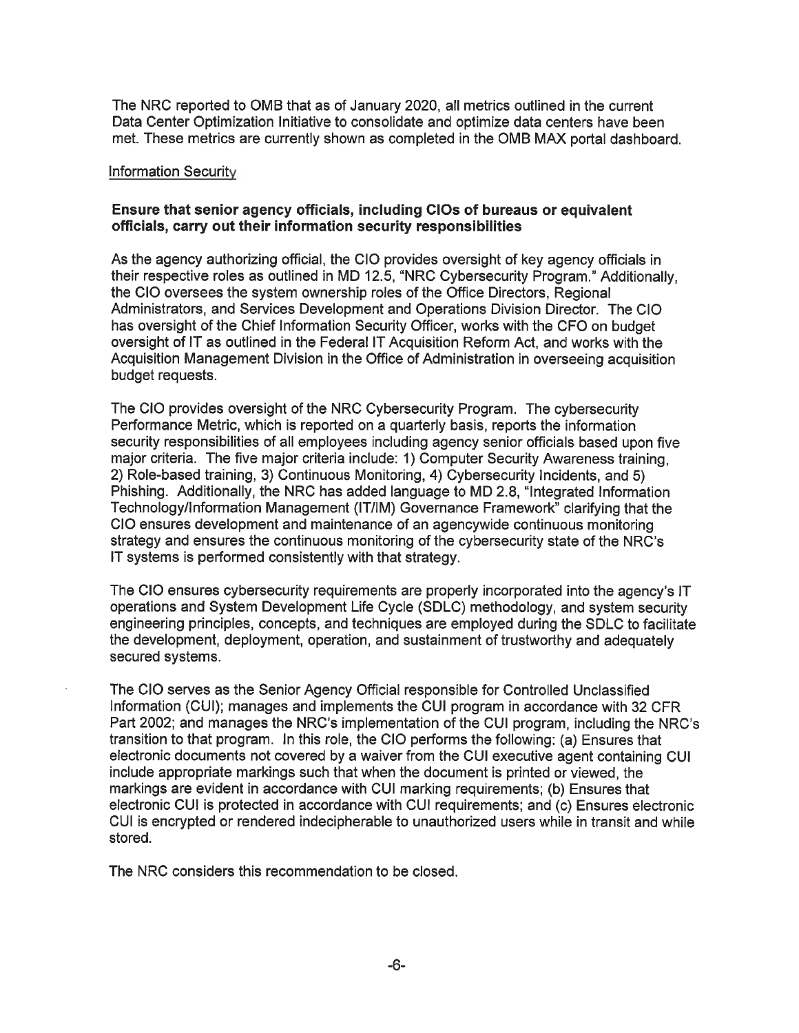The NRC reported to OMB that as of January 2020, all metrics outlined in the current Data Center Optimization Initiative to consolidate and optimize data centers have been met. These metrics are currently shown as completed in the OMB MAX portal dashboard.

Information Security

**Ensure that senior agency officials, including CIOs of bureaus or equivalent officials, carry out their information security responsibilities**

As the agency authorizing official, the CIO provides oversight of key agency officials in their respective roles as outlined in MD 12.5, "NRC Cybersecurity Program." Additionally, the CIO oversees the system ownership roles of the Office Directors, Regional Administrators, and Services Development and Operations Division Director. The CIO has oversight of the Chief Information Security Officer, works with the CFO on budget oversight of IT as outlined in the Federal IT Acquisition Reform Act, and works with the Acquisition Management Division in the Office of Administration in overseeing acquisition budget requests.

The CIO provides oversight of the NRC Cybersecurity Program. The cybersecurity Performance Metric, which is reported on a quarterly basis, reports the information security responsibilities of all employees including agency senior officials based upon five major criteria. The five major criteria include: 1) Computer Security Awareness training, 2) Role-based training, 3) Continuous Monitoring, 4) Cybersecurity Incidents, and 5) Phishing. Additionally, the NRC has added language to MD 2.8, "Integrated Information Technology/Information Management (IT/IM) Governance Framework" clarifying that the CIO ensures development and maintenance of an agencywide continuous monitoring strategy and ensures the continuous monitoring of the cybersecurity state of the NRC's IT systems is performed consistently with that strategy.

The CIO ensures cybersecurity requirements are properly incorporated into the agency's IT operations and System Development Life Cycle (SDLC) methodology, and system security engineering principles, concepts, and techniques are employed during the SDLC to facilitate the development, deployment, operation, and sustainment of trustworthy and adequately secured systems.

The CIO serves as the Senior Agency Official responsible for Controlled Unclassified Information (CUI); manages and implements the CUI program in accordance with 32 CFR Part 2002; and manages the NRC's implementation of the CUI program, including the NRC's transition to that program. In this role, the CIO performs the following: (a) Ensures that electronic documents not covered by a waiver from the CUI executive agent containing CUI include appropriate markings such that when the document is printed or viewed, the markings are evident in accordance with CUI marking requirements; (b) Ensures that electronic CUI is protected in accordance with CUI requirements; and (c) Ensures electronic CUI is encrypted or rendered indecipherable to unauthorized users while in transit and while stored.

The NRC considers this recommendation to be closed.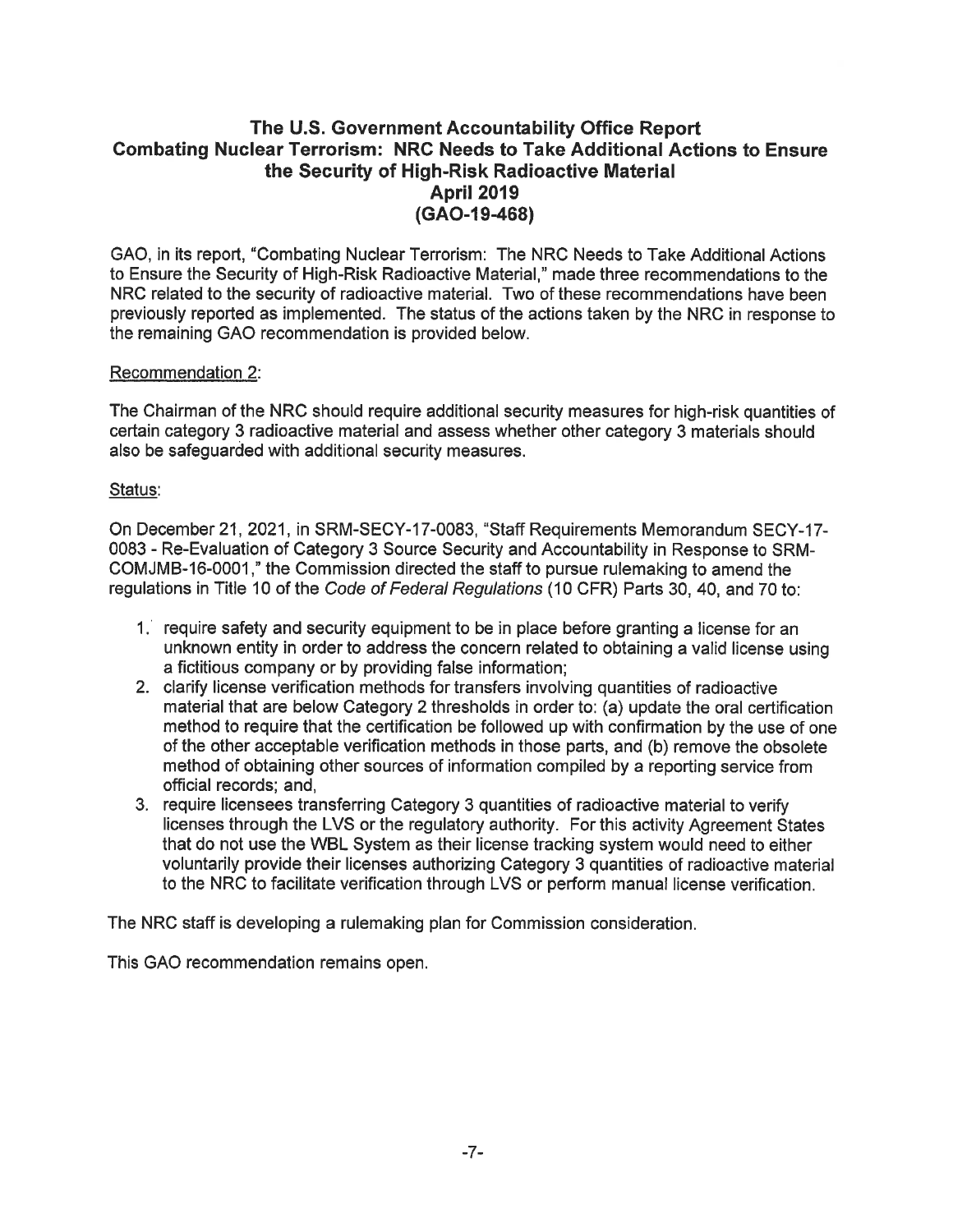## The U.S. Government Accountability Office Report Combating Nuclear Terrorism: NRC Needs to Take Additional Actions to Ensure the Security of High-Risk Radioactive Material April 2019 (GAO-19-468)

GAO, in its report, "Combating Nuclear Terrorism: The NRC Needs to Take Additional Actions to Ensure the Security of High-Risk Radioactive Material," made three recommendations to the NRC related to the security of radioactive material. Two of these recommendations have been previously reported as implemented. The status of the actions taken by the NRC in response to the remaining GAO recommendation is provided below.

Recommendation 2:

The Chairman of the NRC should require additional security measures for high-risk quantities of certain category 3 radioactive material and assess whether other category 3 materials should also be safeguarded with additional security measures.

Status:

On December 21, 2021, in SRM-SECY-17-0083, "Staff Requirements Memorandum SECY-17-0083 - Re-Evaluation of Category 3 Source Security and Accountability in Response to SRM-COMJMB-16-0001," the Commission directed the staff to pursue rulemaking to amend the regulations in Title 10 of the *Code of Federal Regulations* (10 CFR) Parts 30, 40, and 70 to:

1. require safety and security equipment to be in place before granting a license for an unknown entity in order to address the concern related to obtaining a valid license using a fictitious company or by providing false information;
2. clarify license verification methods for transfers involving quantities of radioactive material that are below Category 2 thresholds in order to: (a) update the oral certification method to require that the certification be followed up with confirmation by the use of one of the other acceptable verification methods in those parts, and (b) remove the obsolete method of obtaining other sources of information compiled by a reporting service from official records; and,
3. require licensees transferring Category 3 quantities of radioactive material to verify licenses through the LVS or the regulatory authority. For this activity Agreement States that do not use the WBL System as their license tracking system would need to either voluntarily provide their licenses authorizing Category 3 quantities of radioactive material to the NRC to facilitate verification through LVS or perform manual license verification.

The NRC staff is developing a rulemaking plan for Commission consideration.

This GAO recommendation remains open.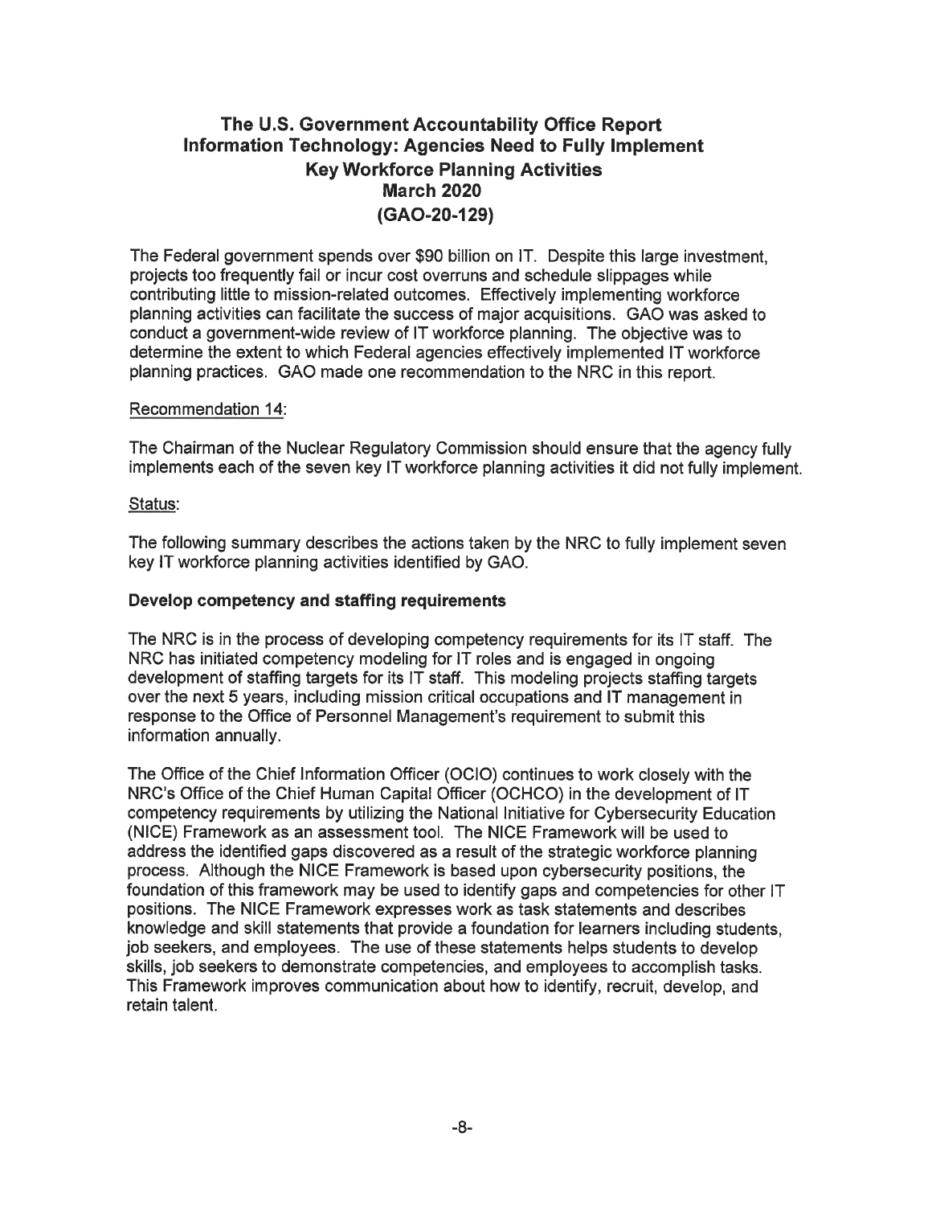## The U.S. Government Accountability Office Report Information Technology: Agencies Need to Fully Implement Key Workforce Planning Activities March 2020 (GAO-20-129)

The Federal government spends over $90 billion on IT. Despite this large investment, projects too frequently fail or incur cost overruns and schedule slippages while contributing little to mission-related outcomes. Effectively implementing workforce planning activities can facilitate the success of major acquisitions. GAO was asked to conduct a government-wide review of IT workforce planning. The objective was to determine the extent to which Federal agencies effectively implemented IT workforce planning practices. GAO made one recommendation to the NRC in this report.

Recommendation 14:

The Chairman of the Nuclear Regulatory Commission should ensure that the agency fully implements each of the seven key IT workforce planning activities it did not fully implement.

Status:

The following summary describes the actions taken by the NRC to fully implement seven key IT workforce planning activities identified by GAO.

**Develop competency and staffing requirements**

The NRC is in the process of developing competency requirements for its IT staff. The NRC has initiated competency modeling for IT roles and is engaged in ongoing development of staffing targets for its IT staff. This modeling projects staffing targets over the next 5 years, including mission critical occupations and IT management in response to the Office of Personnel Management's requirement to submit this information annually.

The Office of the Chief Information Officer (OCIO) continues to work closely with the NRC's Office of the Chief Human Capital Officer (OCHCO) in the development of IT competency requirements by utilizing the National Initiative for Cybersecurity Education (NICE) Framework as an assessment tool. The NICE Framework will be used to address the identified gaps discovered as a result of the strategic workforce planning process. Although the NICE Framework is based upon cybersecurity positions, the foundation of this framework may be used to identify gaps and competencies for other IT positions. The NICE Framework expresses work as task statements and describes knowledge and skill statements that provide a foundation for learners including students, job seekers, and employees. The use of these statements helps students to develop skills, job seekers to demonstrate competencies, and employees to accomplish tasks. This Framework improves communication about how to identify, recruit, develop, and retain talent.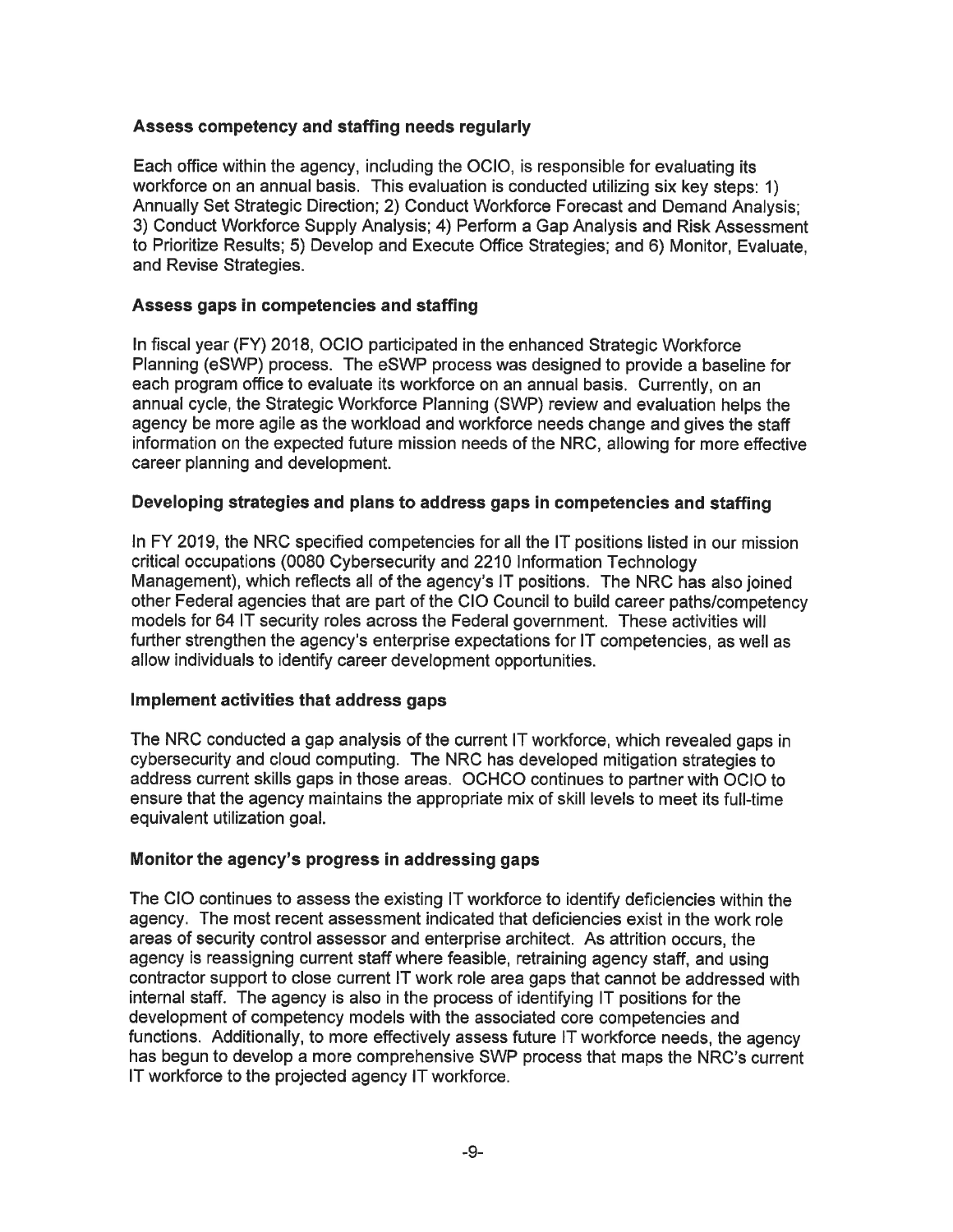**Assess competency and staffing needs regularly**

Each office within the agency, including the OCIO, is responsible for evaluating its workforce on an annual basis. This evaluation is conducted utilizing six key steps: 1) Annually Set Strategic Direction; 2) Conduct Workforce Forecast and Demand Analysis; 3) Conduct Workforce Supply Analysis; 4) Perform a Gap Analysis and Risk Assessment to Prioritize Results; 5) Develop and Execute Office Strategies; and 6) Monitor, Evaluate, and Revise Strategies.

**Assess gaps in competencies and staffing**

In fiscal year (FY) 2018, OCIO participated in the enhanced Strategic Workforce Planning (eSWP) process. The eSWP process was designed to provide a baseline for each program office to evaluate its workforce on an annual basis. Currently, on an annual cycle, the Strategic Workforce Planning (SWP) review and evaluation helps the agency be more agile as the workload and workforce needs change and gives the staff information on the expected future mission needs of the NRC, allowing for more effective career planning and development.

**Developing strategies and plans to address gaps in competencies and staffing**

In FY 2019, the NRC specified competencies for all the IT positions listed in our mission critical occupations (0080 Cybersecurity and 2210 Information Technology Management), which reflects all of the agency's IT positions. The NRC has also joined other Federal agencies that are part of the CIO Council to build career paths/competency models for 64 IT security roles across the Federal government. These activities will further strengthen the agency's enterprise expectations for IT competencies, as well as allow individuals to identify career development opportunities.

**Implement activities that address gaps**

The NRC conducted a gap analysis of the current IT workforce, which revealed gaps in cybersecurity and cloud computing. The NRC has developed mitigation strategies to address current skills gaps in those areas. OCHCO continues to partner with OCIO to ensure that the agency maintains the appropriate mix of skill levels to meet its full-time equivalent utilization goal.

**Monitor the agency's progress in addressing gaps**

The CIO continues to assess the existing IT workforce to identify deficiencies within the agency. The most recent assessment indicated that deficiencies exist in the work role areas of security control assessor and enterprise architect. As attrition occurs, the agency is reassigning current staff where feasible, retraining agency staff, and using contractor support to close current IT work role area gaps that cannot be addressed with internal staff. The agency is also in the process of identifying IT positions for the development of competency models with the associated core competencies and functions. Additionally, to more effectively assess future IT workforce needs, the agency has begun to develop a more comprehensive SWP process that maps the NRC's current IT workforce to the projected agency IT workforce.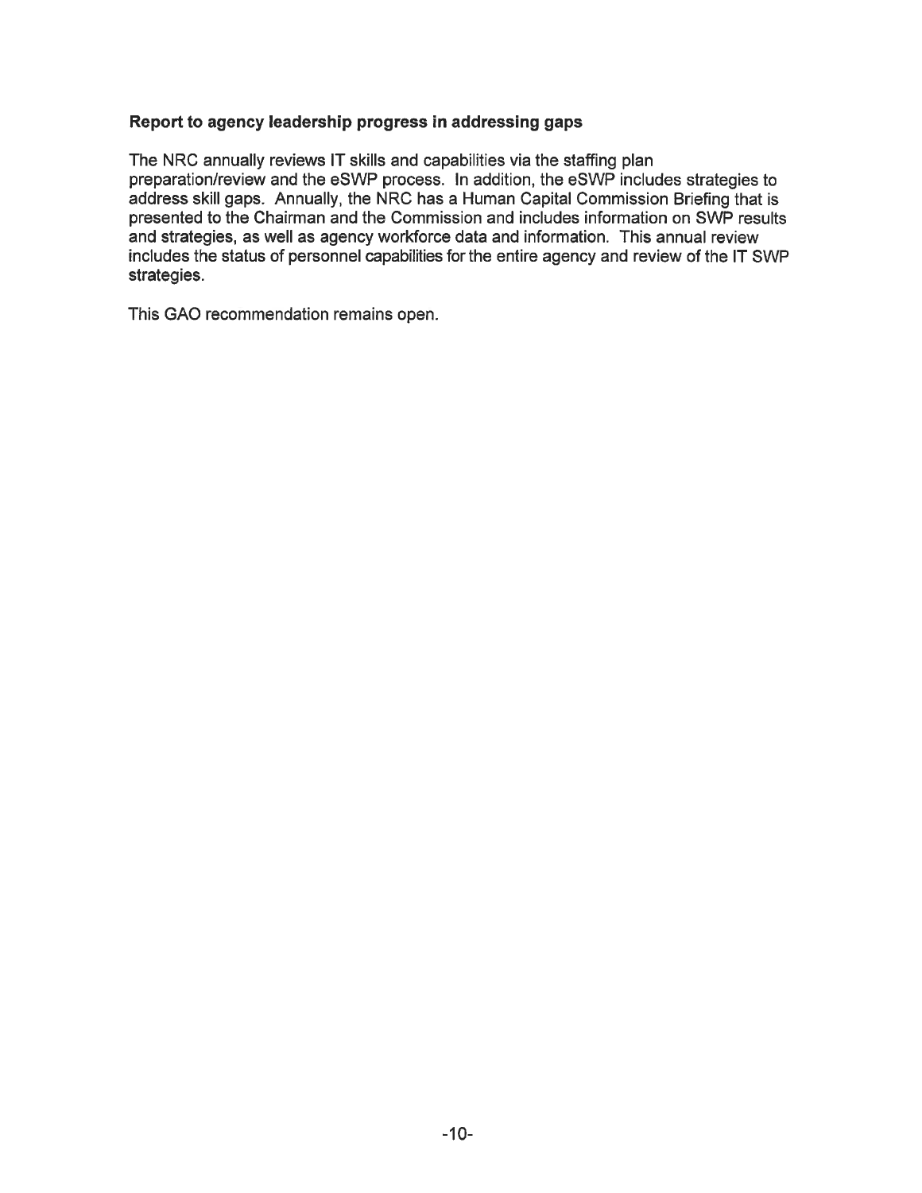**Report to agency leadership progress in addressing gaps**

The NRC annually reviews IT skills and capabilities via the staffing plan preparation/review and the eSWP process. In addition, the eSWP includes strategies to address skill gaps. Annually, the NRC has a Human Capital Commission Briefing that is presented to the Chairman and the Commission and includes information on SWP results and strategies, as well as agency workforce data and information. This annual review includes the status of personnel capabilities for the entire agency and review of the IT SWP strategies.

This GAO recommendation remains open.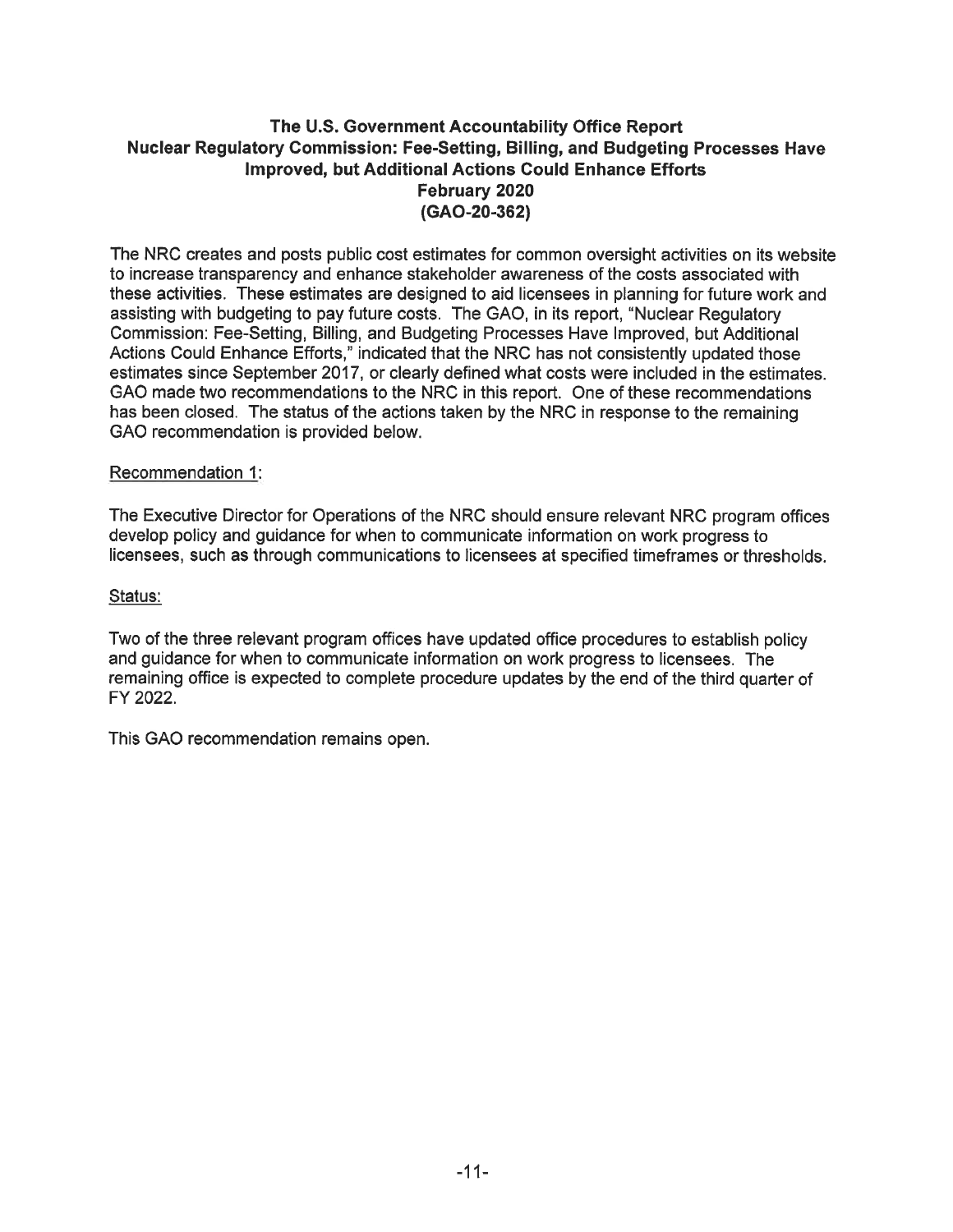## The U.S. Government Accountability Office Report Nuclear Regulatory Commission: Fee-Setting, Billing, and Budgeting Processes Have Improved, but Additional Actions Could Enhance Efforts February 2020 (GAO-20-362)

The NRC creates and posts public cost estimates for common oversight activities on its website to increase transparency and enhance stakeholder awareness of the costs associated with these activities. These estimates are designed to aid licensees in planning for future work and assisting with budgeting to pay future costs. The GAO, in its report, "Nuclear Regulatory Commission: Fee-Setting, Billing, and Budgeting Processes Have Improved, but Additional Actions Could Enhance Efforts," indicated that the NRC has not consistently updated those estimates since September 2017, or clearly defined what costs were included in the estimates. GAO made two recommendations to the NRC in this report. One of these recommendations has been closed. The status of the actions taken by the NRC in response to the remaining GAO recommendation is provided below.

Recommendation 1:

The Executive Director for Operations of the NRC should ensure relevant NRC program offices develop policy and guidance for when to communicate information on work progress to licensees, such as through communications to licensees at specified timeframes or thresholds.

Status:

Two of the three relevant program offices have updated office procedures to establish policy and guidance for when to communicate information on work progress to licensees. The remaining office is expected to complete procedure updates by the end of the third quarter of FY 2022.

This GAO recommendation remains open.